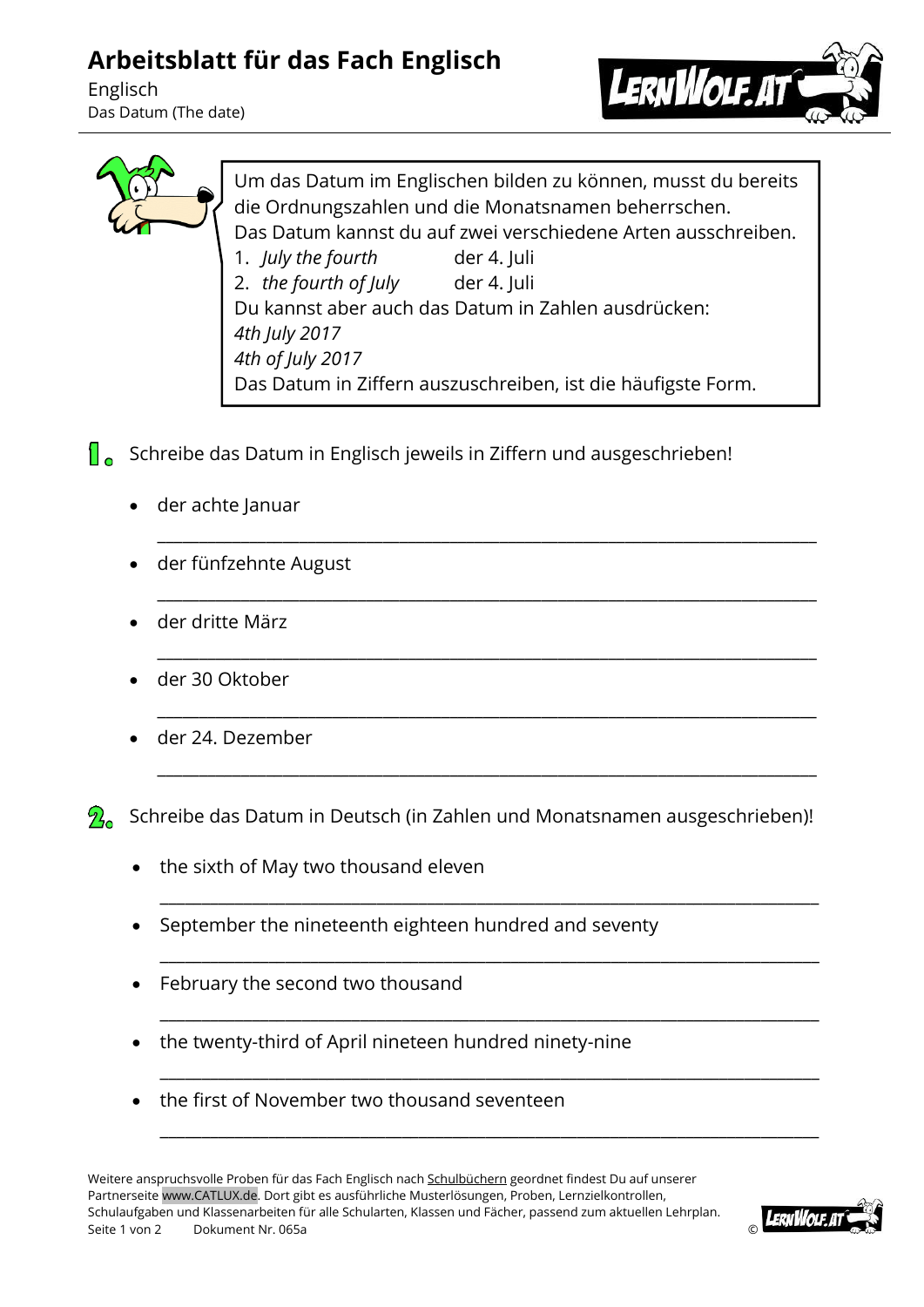# Arbeitsblatt für das Fach Englisch

Englisch

Das Datum (The date)

Um das Datum im Englischen bilden zu können, musst du bereits die Ordnungszahlen und die Monatsnamen beherrschen.
Das Datum kannst du auf zwei verschiedene Arten ausschreiben.

1. *July the fourth* der 4. Juli
2. *the fourth of July* der 4. Juli

Du kannst aber auch das Datum in Zahlen ausdrücken:
*4th July 2017*
*4th of July 2017*
Das Datum in Ziffern auszuschreiben, ist die häufigste Form.

**1.** Schreibe das Datum in Englisch jeweils in Ziffern und ausgeschrieben!

- der achte Januar

  ______________________________________________

- der fünfzehnte August

  ______________________________________________

- der dritte März

  ______________________________________________

- der 30 Oktober

  ______________________________________________

- der 24. Dezember

  ______________________________________________

**2.** Schreibe das Datum in Deutsch (in Zahlen und Monatsnamen ausgeschrieben)!

- the sixth of May two thousand eleven

  ______________________________________________

- September the nineteenth eighteen hundred and seventy

  ______________________________________________

- February the second two thousand

  ______________________________________________

- the twenty-third of April nineteen hundred ninety-nine

  ______________________________________________

- the first of November two thousand seventeen

  ______________________________________________

Weitere anspruchsvolle Proben für das Fach Englisch nach Schulbüchern geordnet findest Du auf unserer Partnerseite www.CATLUX.de. Dort gibt es ausführliche Musterlösungen, Proben, Lernzielkontrollen, Schulaufgaben und Klassenarbeiten für alle Schularten, Klassen und Fächer, passend zum aktuellen Lehrplan.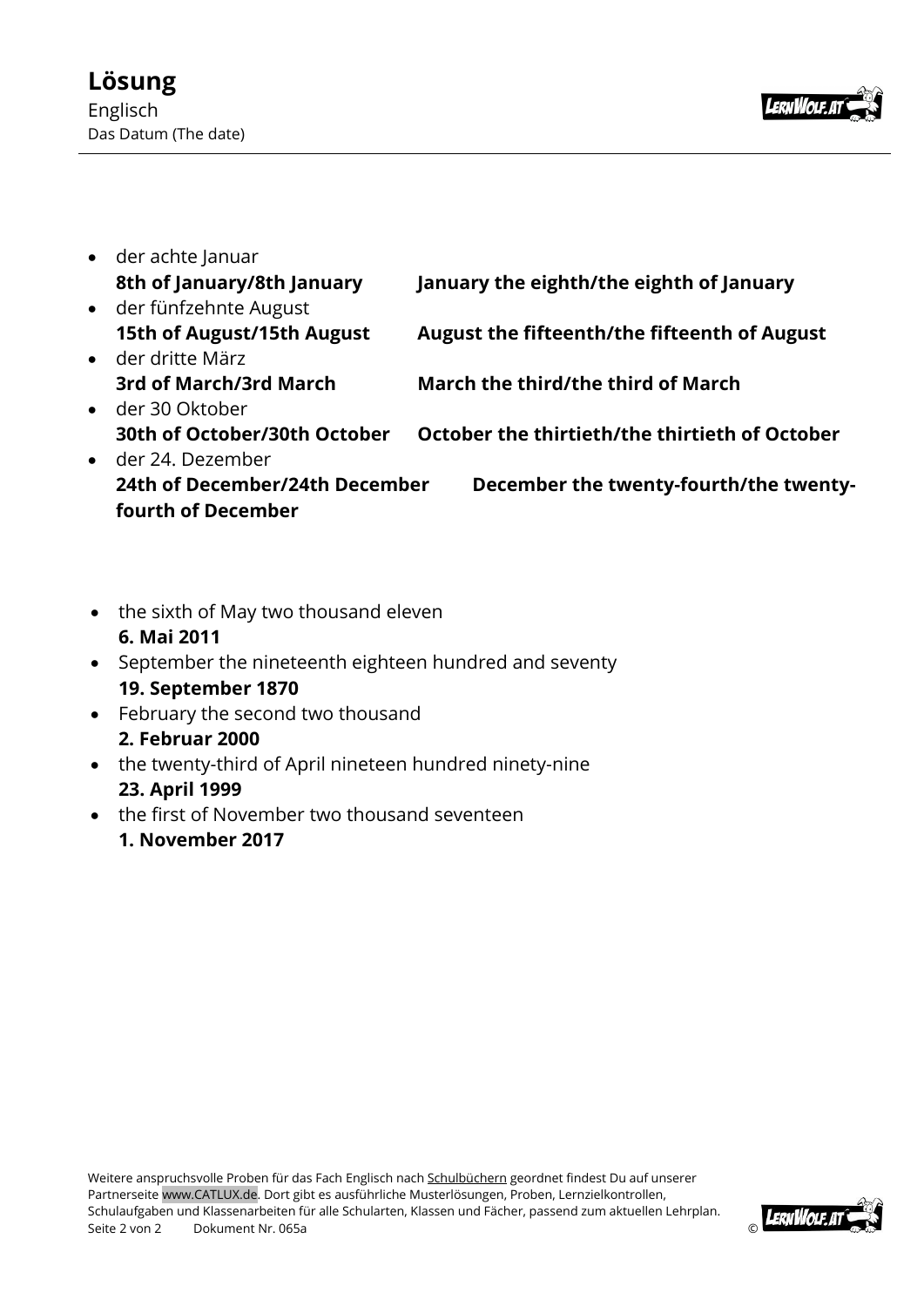# Lösung

Englisch

Das Datum (The date)

- der achte Januar
  **8th of January/8th January     January the eighth/the eighth of January**
- der fünfzehnte August
  **15th of August/15th August     August the fifteenth/the fifteenth of August**
- der dritte März
  **3rd of March/3rd March     March the third/the third of March**
- der 30 Oktober
  **30th of October/30th October     October the thirtieth/the thirtieth of October**
- der 24. Dezember
  **24th of December/24th December     December the twenty-fourth/the twenty-fourth of December**

- the sixth of May two thousand eleven
  **6. Mai 2011**
- September the nineteenth eighteen hundred and seventy
  **19. September 1870**
- February the second two thousand
  **2. Februar 2000**
- the twenty-third of April nineteen hundred ninety-nine
  **23. April 1999**
- the first of November two thousand seventeen
  **1. November 2017**

Weitere anspruchsvolle Proben für das Fach Englisch nach Schulbüchern geordnet findest Du auf unserer Partnerseite www.CATLUX.de. Dort gibt es ausführliche Musterlösungen, Proben, Lernzielkontrollen, Schulaufgaben und Klassenarbeiten für alle Schularten, Klassen und Fächer, passend zum aktuellen Lehrplan.

Dokument Nr. 065a